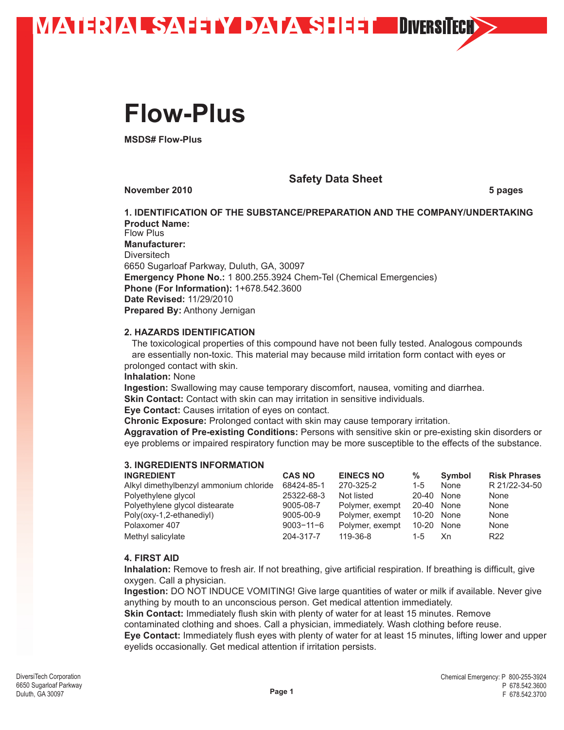# MATERIAL SAFETY DATA SHEET

DIVERSITECH

# Flow-Plus

**MSDS# Flow-Plus**

## Safety Data Sheet

**November 2010** **5 pages**

### 1. IDENTIFICATION OF THE SUBSTANCE/PREPARATION AND THE COMPANY/UNDERTAKING

**Product Name:**
Flow Plus
**Manufacturer:**
Diversitech
6650 Sugarloaf Parkway, Duluth, GA, 30097
**Emergency Phone No.:** 1 800.255.3924 Chem-Tel (Chemical Emergencies)
**Phone (For Information):** 1+678.542.3600
**Date Revised:** 11/29/2010
**Prepared By:** Anthony Jernigan

### 2. HAZARDS IDENTIFICATION

The toxicological properties of this compound have not been fully tested. Analogous compounds are essentially non-toxic. This material may because mild irritation form contact with eyes or prolonged contact with skin.
**Inhalation:** None
**Ingestion:** Swallowing may cause temporary discomfort, nausea, vomiting and diarrhea.
**Skin Contact:** Contact with skin can may irritation in sensitive individuals.
**Eye Contact:** Causes irritation of eyes on contact.
**Chronic Exposure:** Prolonged contact with skin may cause temporary irritation.
**Aggravation of Pre-existing Conditions:** Persons with sensitive skin or pre-existing skin disorders or eye problems or impaired respiratory function may be more susceptible to the effects of the substance.

### 3. INGREDIENTS INFORMATION

| INGREDIENT | CAS NO | EINECS NO | % | Symbol | Risk Phrases |
|---|---|---|---|---|---|
| Alkyl dimethylbenzyl ammonium chloride | 68424-85-1 | 270-325-2 | 1-5 | None | R 21/22-34-50 |
| Polyethylene glycol | 25322-68-3 | Not listed | 20-40 | None | None |
| Polyethylene glycol distearate | 9005-08-7 | Polymer, exempt | 20-40 | None | None |
| Poly(oxy-1,2-ethanediyl) | 9005-00-9 | Polymer, exempt | 10-20 | None | None |
| Polaxomer 407 | 9003−11−6 | Polymer, exempt | 10-20 | None | None |
| Methyl salicylate | 204-317-7 | 119-36-8 | 1-5 | Xn | R22 |

### 4. FIRST AID

**Inhalation:** Remove to fresh air. If not breathing, give artificial respiration. If breathing is difficult, give oxygen. Call a physician.
**Ingestion:** DO NOT INDUCE VOMITING! Give large quantities of water or milk if available. Never give anything by mouth to an unconscious person. Get medical attention immediately.
**Skin Contact:** Immediately flush skin with plenty of water for at least 15 minutes. Remove contaminated clothing and shoes. Call a physician, immediately. Wash clothing before reuse.
**Eye Contact:** Immediately flush eyes with plenty of water for at least 15 minutes, lifting lower and upper eyelids occasionally. Get medical attention if irritation persists.

DiversiTech Corporation
6650 Sugarloaf Parkway
Duluth, GA 30097

Chemical Emergency: P 800-255-3924
P 678.542.3600
F 678.542.3700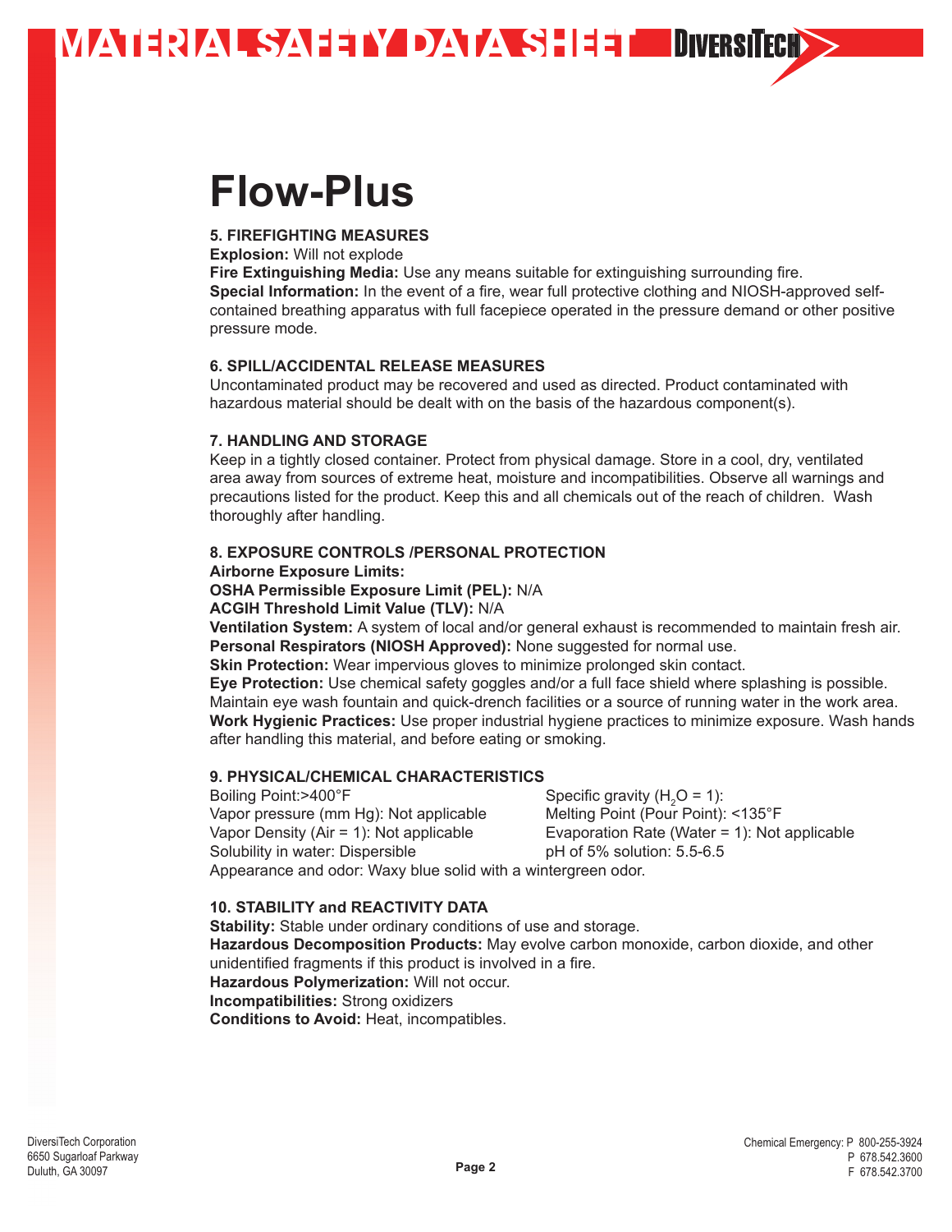# Flow-Plus

### 5. FIREFIGHTING MEASURES

**Explosion:** Will not explode
**Fire Extinguishing Media:** Use any means suitable for extinguishing surrounding fire.
**Special Information:** In the event of a fire, wear full protective clothing and NIOSH-approved self-contained breathing apparatus with full facepiece operated in the pressure demand or other positive pressure mode.

### 6. SPILL/ACCIDENTAL RELEASE MEASURES

Uncontaminated product may be recovered and used as directed. Product contaminated with hazardous material should be dealt with on the basis of the hazardous component(s).

### 7. HANDLING AND STORAGE

Keep in a tightly closed container. Protect from physical damage. Store in a cool, dry, ventilated area away from sources of extreme heat, moisture and incompatibilities. Observe all warnings and precautions listed for the product. Keep this and all chemicals out of the reach of children. Wash thoroughly after handling.

### 8. EXPOSURE CONTROLS /PERSONAL PROTECTION

**Airborne Exposure Limits:**
**OSHA Permissible Exposure Limit (PEL):** N/A
**ACGIH Threshold Limit Value (TLV):** N/A
**Ventilation System:** A system of local and/or general exhaust is recommended to maintain fresh air.
**Personal Respirators (NIOSH Approved):** None suggested for normal use.
**Skin Protection:** Wear impervious gloves to minimize prolonged skin contact.
**Eye Protection:** Use chemical safety goggles and/or a full face shield where splashing is possible. Maintain eye wash fountain and quick-drench facilities or a source of running water in the work area.
**Work Hygienic Practices:** Use proper industrial hygiene practices to minimize exposure. Wash hands after handling this material, and before eating or smoking.

### 9. PHYSICAL/CHEMICAL CHARACTERISTICS

Boiling Point:>400°F
Vapor pressure (mm Hg): Not applicable
Vapor Density (Air = 1): Not applicable
Solubility in water: Dispersible
Specific gravity ($H_2O$ = 1):
Melting Point (Pour Point): <135°F
Evaporation Rate (Water = 1): Not applicable
pH of 5% solution: 5.5-6.5
Appearance and odor: Waxy blue solid with a wintergreen odor.

### 10. STABILITY and REACTIVITY DATA

**Stability:** Stable under ordinary conditions of use and storage.
**Hazardous Decomposition Products:** May evolve carbon monoxide, carbon dioxide, and other unidentified fragments if this product is involved in a fire.
**Hazardous Polymerization:** Will not occur.
**Incompatibilities:** Strong oxidizers
**Conditions to Avoid:** Heat, incompatibles.

DiversiTech Corporation
6650 Sugarloaf Parkway
Duluth, GA 30097

Chemical Emergency: P 800-255-3924
P 678.542.3600
F 678.542.3700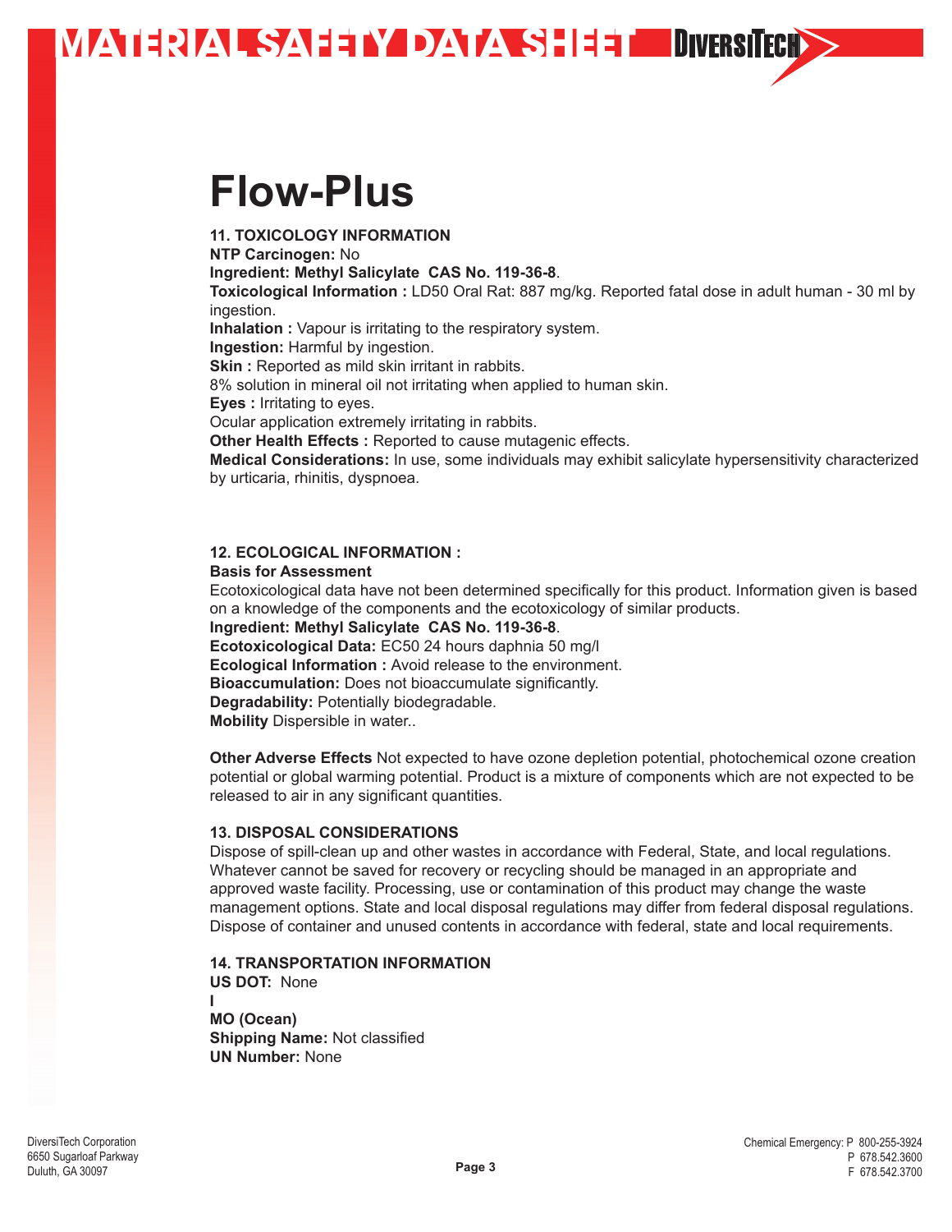# Flow-Plus

## 11. TOXICOLOGY INFORMATION

**NTP Carcinogen:** No

**Ingredient: Methyl Salicylate CAS No. 119-36-8**.

**Toxicological Information :** LD50 Oral Rat: 887 mg/kg. Reported fatal dose in adult human - 30 ml by ingestion.

**Inhalation :** Vapour is irritating to the respiratory system.

**Ingestion:** Harmful by ingestion.

**Skin :** Reported as mild skin irritant in rabbits.

8% solution in mineral oil not irritating when applied to human skin.

**Eyes :** Irritating to eyes.

Ocular application extremely irritating in rabbits.

**Other Health Effects :** Reported to cause mutagenic effects.

**Medical Considerations:** In use, some individuals may exhibit salicylate hypersensitivity characterized by urticaria, rhinitis, dyspnoea.

## 12. ECOLOGICAL INFORMATION :

**Basis for Assessment**

Ecotoxicological data have not been determined specifically for this product. Information given is based on a knowledge of the components and the ecotoxicology of similar products.

**Ingredient: Methyl Salicylate CAS No. 119-36-8**.

**Ecotoxicological Data:** EC50 24 hours daphnia 50 mg/l

**Ecological Information :** Avoid release to the environment.

**Bioaccumulation:** Does not bioaccumulate significantly.

**Degradability:** Potentially biodegradable.

**Mobility** Dispersible in water..

**Other Adverse Effects** Not expected to have ozone depletion potential, photochemical ozone creation potential or global warming potential. Product is a mixture of components which are not expected to be released to air in any significant quantities.

## 13. DISPOSAL CONSIDERATIONS

Dispose of spill-clean up and other wastes in accordance with Federal, State, and local regulations. Whatever cannot be saved for recovery or recycling should be managed in an appropriate and approved waste facility. Processing, use or contamination of this product may change the waste management options. State and local disposal regulations may differ from federal disposal regulations. Dispose of container and unused contents in accordance with federal, state and local requirements.

## 14. TRANSPORTATION INFORMATION

**US DOT:** None

**I**

**MO (Ocean)**

**Shipping Name:** Not classified

**UN Number:** None

DiversiTech Corporation
6650 Sugarloaf Parkway
Duluth, GA 30097

Chemical Emergency: P 800-255-3924
P 678.542.3600
F 678.542.3700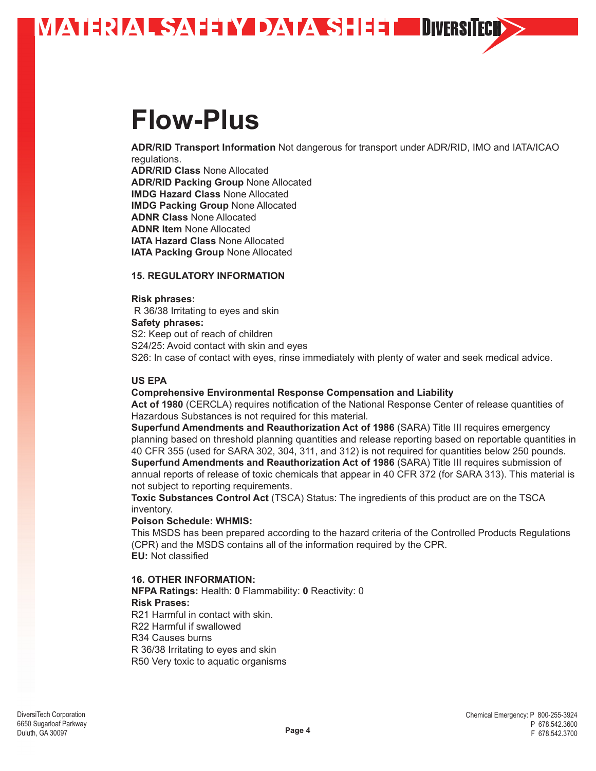# Flow-Plus

**ADR/RID Transport Information** Not dangerous for transport under ADR/RID, IMO and IATA/ICAO regulations.
**ADR/RID Class** None Allocated
**ADR/RID Packing Group** None Allocated
**IMDG Hazard Class** None Allocated
**IMDG Packing Group** None Allocated
**ADNR Class** None Allocated
**ADNR Item** None Allocated
**IATA Hazard Class** None Allocated
**IATA Packing Group** None Allocated

**15. REGULATORY INFORMATION**

**Risk phrases:**
R 36/38 Irritating to eyes and skin
**Safety phrases:**
S2: Keep out of reach of children
S24/25: Avoid contact with skin and eyes
S26: In case of contact with eyes, rinse immediately with plenty of water and seek medical advice.

**US EPA**
**Comprehensive Environmental Response Compensation and Liability Act of 1980** (CERCLA) requires notification of the National Response Center of release quantities of Hazardous Substances is not required for this material.
**Superfund Amendments and Reauthorization Act of 1986** (SARA) Title III requires emergency planning based on threshold planning quantities and release reporting based on reportable quantities in 40 CFR 355 (used for SARA 302, 304, 311, and 312) is not required for quantities below 250 pounds.
**Superfund Amendments and Reauthorization Act of 1986** (SARA) Title III requires submission of annual reports of release of toxic chemicals that appear in 40 CFR 372 (for SARA 313). This material is not subject to reporting requirements.
**Toxic Substances Control Act** (TSCA) Status: The ingredients of this product are on the TSCA inventory.
**Poison Schedule: WHMIS:**
This MSDS has been prepared according to the hazard criteria of the Controlled Products Regulations (CPR) and the MSDS contains all of the information required by the CPR.
**EU:** Not classified

**16. OTHER INFORMATION:**
**NFPA Ratings:** Health: **0** Flammability: **0** Reactivity: 0
**Risk Prases:**
R21 Harmful in contact with skin.
R22 Harmful if swallowed
R34 Causes burns
R 36/38 Irritating to eyes and skin
R50 Very toxic to aquatic organisms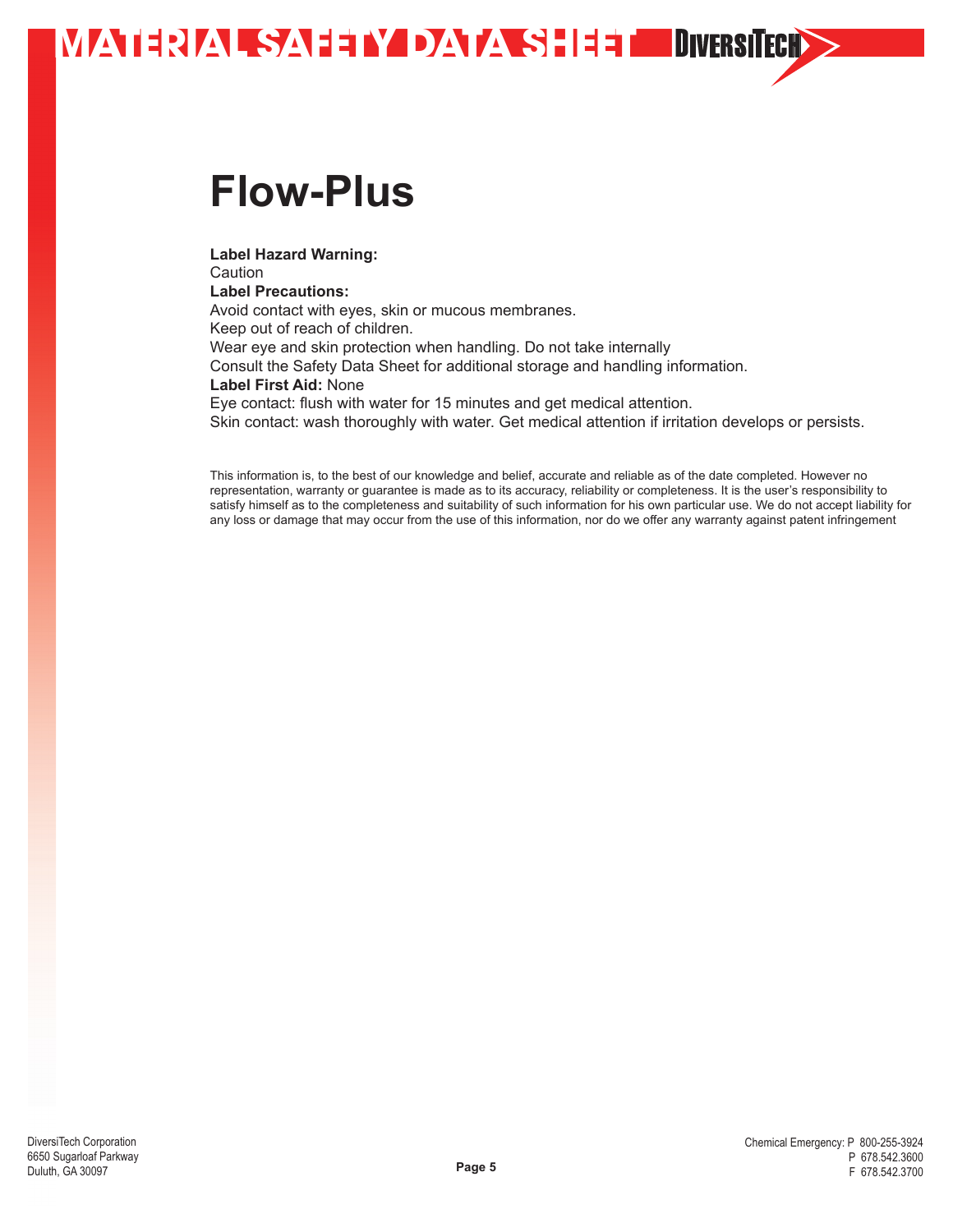# Flow-Plus

**Label Hazard Warning:**
Caution
**Label Precautions:**
Avoid contact with eyes, skin or mucous membranes.
Keep out of reach of children.
Wear eye and skin protection when handling. Do not take internally
Consult the Safety Data Sheet for additional storage and handling information.
**Label First Aid:** None
Eye contact: flush with water for 15 minutes and get medical attention.
Skin contact: wash thoroughly with water. Get medical attention if irritation develops or persists.

This information is, to the best of our knowledge and belief, accurate and reliable as of the date completed. However no representation, warranty or guarantee is made as to its accuracy, reliability or completeness. It is the user's responsibility to satisfy himself as to the completeness and suitability of such information for his own particular use. We do not accept liability for any loss or damage that may occur from the use of this information, nor do we offer any warranty against patent infringement

DiversiTech Corporation
6650 Sugarloaf Parkway
Duluth, GA 30097

Chemical Emergency: P 800-255-3924
P 678.542.3600
F 678.542.3700